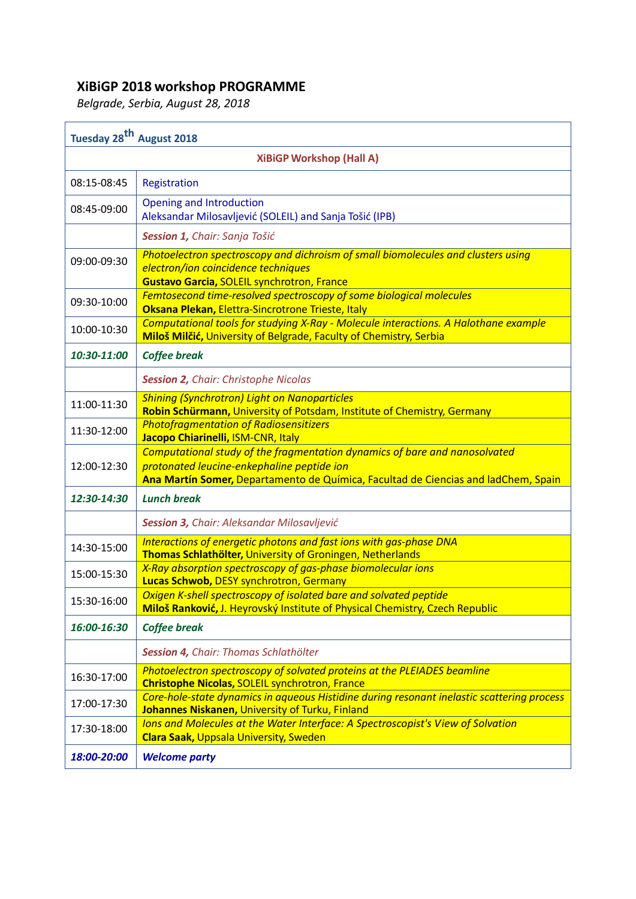# XiBiGP 2018 workshop PROGRAMME

*Belgrade, Serbia, August 28, 2018*

| Tuesday 28th August 2018 | |
|---|---|
| | **XiBiGP Workshop (Hall A)** |
| 08:15-08:45 | Registration |
| 08:45-09:00 | Opening and Introduction<br>Aleksandar Milosavljević (SOLEIL) and Sanja Tošić (IPB) |
| | ***Session 1,*** *Chair: Sanja Tošić* |
| 09:00-09:30 | *Photoelectron spectroscopy and dichroism of small biomolecules and clusters using electron/ion coincidence techniques*<br>**Gustavo Garcia,** SOLEIL synchrotron, France |
| 09:30-10:00 | *Femtosecond time-resolved spectroscopy of some biological molecules*<br>**Oksana Plekan,** Elettra-Sincrotrone Trieste, Italy |
| 10:00-10:30 | *Computational tools for studying X-Ray - Molecule interactions. A Halothane example*<br>**Miloš Milčić,** University of Belgrade, Faculty of Chemistry, Serbia |
| ***10:30-11:00*** | ***Coffee break*** |
| | ***Session 2,*** *Chair: Christophe Nicolas* |
| 11:00-11:30 | *Shining (Synchrotron) Light on Nanoparticles*<br>**Robin Schürmann,** University of Potsdam, Institute of Chemistry, Germany |
| 11:30-12:00 | *Photofragmentation of Radiosensitizers*<br>**Jacopo Chiarinelli,** ISM-CNR, Italy |
| 12:00-12:30 | *Computational study of the fragmentation dynamics of bare and nanosolvated protonated leucine-enkephaline peptide ion*<br>**Ana Martín Somer,** Departamento de Química, Facultad de Ciencias and IadChem, Spain |
| ***12:30-14:30*** | ***Lunch break*** |
| | ***Session 3,*** *Chair: Aleksandar Milosavljević* |
| 14:30-15:00 | *Interactions of energetic photons and fast ions with gas-phase DNA*<br>**Thomas Schlathölter,** University of Groningen, Netherlands |
| 15:00-15:30 | *X-Ray absorption spectroscopy of gas-phase biomolecular ions*<br>**Lucas Schwob,** DESY synchrotron, Germany |
| 15:30-16:00 | *Oxigen K-shell spectroscopy of isolated bare and solvated peptide*<br>**Miloš Ranković,** J. Heyrovský Institute of Physical Chemistry, Czech Republic |
| ***16:00-16:30*** | ***Coffee break*** |
| | ***Session 4,*** *Chair: Thomas Schlathölter* |
| 16:30-17:00 | *Photoelectron spectroscopy of solvated proteins at the PLEIADES beamline*<br>**Christophe Nicolas,** SOLEIL synchrotron, France |
| 17:00-17:30 | *Core-hole-state dynamics in aqueous Histidine during resonant inelastic scattering process*<br>**Johannes Niskanen,** University of Turku, Finland |
| 17:30-18:00 | *Ions and Molecules at the Water Interface: A Spectroscopist's View of Solvation*<br>**Clara Saak,** Uppsala University, Sweden |
| ***18:00-20:00*** | ***Welcome party*** |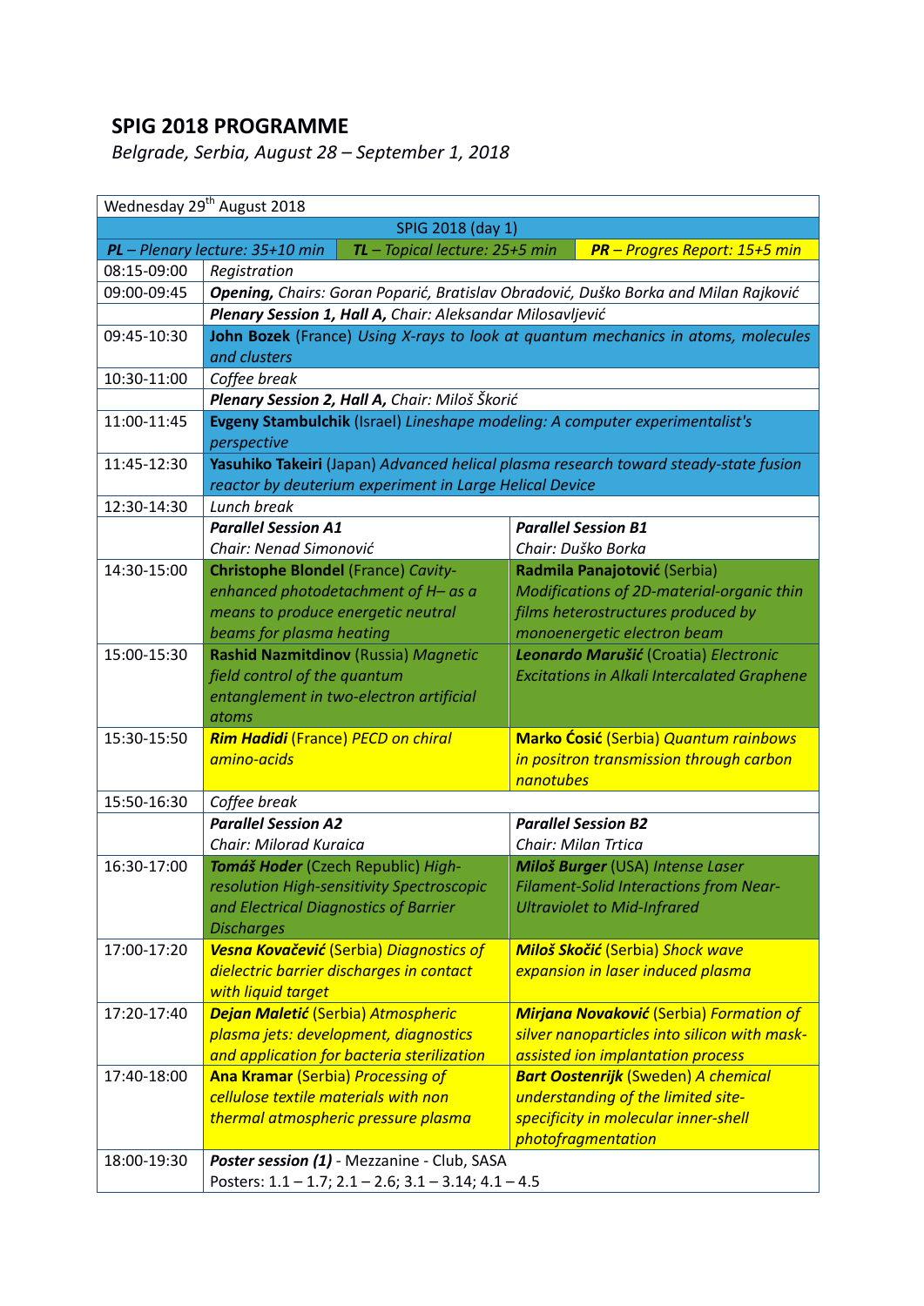# SPIG 2018 PROGRAMME

*Belgrade, Serbia, August 28 – September 1, 2018*

| Wednesday 29th August 2018 | | |
|---|---|---|
| SPIG 2018 (day 1) | | |
| ***PL** – Plenary lecture: 35+10 min* | ***TL** – Topical lecture: 25+5 min* | ***PR** – Progres Report: 15+5 min* |
| 08:15-09:00 | *Registration* | |
| 09:00-09:45 | ***Opening,** Chairs: Goran Poparić, Bratislav Obradović, Duško Borka and Milan Rajković* | |
| | ***Plenary Session 1, Hall A,** Chair: Aleksandar Milosavljević* | |
| 09:45-10:30 | **John Bozek** (France) *Using X-rays to look at quantum mechanics in atoms, molecules and clusters* | |
| 10:30-11:00 | *Coffee break* | |
| | ***Plenary Session 2, Hall A,** Chair: Miloš Škorić* | |
| 11:00-11:45 | **Evgeny Stambulchik** (Israel) *Lineshape modeling: A computer experimentalist's perspective* | |
| 11:45-12:30 | **Yasuhiko Takeiri** (Japan) *Advanced helical plasma research toward steady-state fusion reactor by deuterium experiment in Large Helical Device* | |
| 12:30-14:30 | *Lunch break* | |
| | ***Parallel Session A1*** *Chair: Nenad Simonović* | ***Parallel Session B1*** *Chair: Duško Borka* |
| 14:30-15:00 | **Christophe Blondel** (France) *Cavity-enhanced photodetachment of H– as a means to produce energetic neutral beams for plasma heating* | **Radmila Panajotović** (Serbia) *Modifications of 2D-material-organic thin films heterostructures produced by monoenergetic electron beam* |
| 15:00-15:30 | **Rashid Nazmitdinov** (Russia) *Magnetic field control of the quantum entanglement in two-electron artificial atoms* | ***Leonardo Marušić*** (Croatia) *Electronic Excitations in Alkali Intercalated Graphene* |
| 15:30-15:50 | ***Rim Hadidi*** (France) *PECD on chiral amino-acids* | **Marko Ćosić** (Serbia) *Quantum rainbows in positron transmission through carbon nanotubes* |
| 15:50-16:30 | *Coffee break* | |
| | ***Parallel Session A2*** *Chair: Milorad Kuraica* | ***Parallel Session B2*** *Chair: Milan Trtica* |
| 16:30-17:00 | ***Tomáš Hoder*** (Czech Republic) *High-resolution High-sensitivity Spectroscopic and Electrical Diagnostics of Barrier Discharges* | ***Miloš Burger*** (USA) *Intense Laser Filament-Solid Interactions from Near-Ultraviolet to Mid-Infrared* |
| 17:00-17:20 | ***Vesna Kovačević*** (Serbia) *Diagnostics of dielectric barrier discharges in contact with liquid target* | ***Miloš Skočić*** (Serbia) *Shock wave expansion in laser induced plasma* |
| 17:20-17:40 | ***Dejan Maletić*** (Serbia) *Atmospheric plasma jets: development, diagnostics and application for bacteria sterilization* | ***Mirjana Novaković*** (Serbia) *Formation of silver nanoparticles into silicon with mask-assisted ion implantation process* |
| 17:40-18:00 | **Ana Kramar** (Serbia) *Processing of cellulose textile materials with non thermal atmospheric pressure plasma* | ***Bart Oostenrijk*** (Sweden) *A chemical understanding of the limited site-specificity in molecular inner-shell photofragmentation* |
| 18:00-19:30 | ***Poster session (1)*** - Mezzanine - Club, SASA Posters: 1.1 – 1.7; 2.1 – 2.6; 3.1 – 3.14; 4.1 – 4.5 | |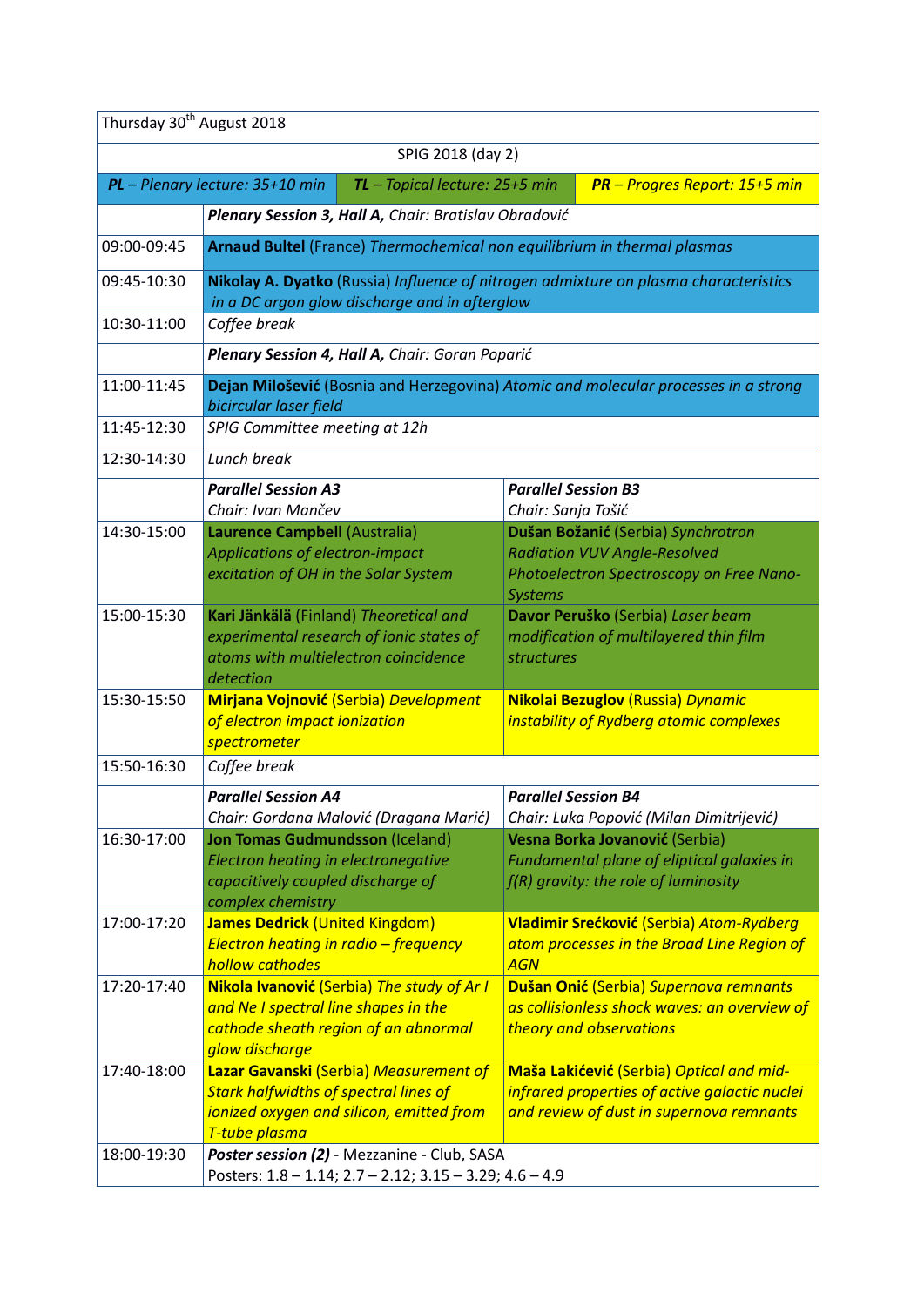| Thursday 30th August 2018 | | |
|---|---|---|
| SPIG 2018 (day 2) | | |
| ***PL** – Plenary lecture: 35+10 min* | ***TL** – Topical lecture: 25+5 min* | ***PR** – Progres Report: 15+5 min* |
| | ***Plenary Session 3, Hall A,** Chair: Bratislav Obradović* | |
| 09:00-09:45 | **Arnaud Bultel** (France) *Thermochemical non equilibrium in thermal plasmas* | |
| 09:45-10:30 | **Nikolay A. Dyatko** (Russia) *Influence of nitrogen admixture on plasma characteristics in a DC argon glow discharge and in afterglow* | |
| 10:30-11:00 | *Coffee break* | |
| | ***Plenary Session 4, Hall A,** Chair: Goran Poparić* | |
| 11:00-11:45 | **Dejan Milošević** (Bosnia and Herzegovina) *Atomic and molecular processes in a strong bicircular laser field* | |
| 11:45-12:30 | *SPIG Committee meeting at 12h* | |
| 12:30-14:30 | *Lunch break* | |
| | ***Parallel Session A3*** *Chair: Ivan Mančev* | ***Parallel Session B3*** *Chair: Sanja Tošić* |
| 14:30-15:00 | **Laurence Campbell** (Australia) *Applications of electron-impact excitation of OH in the Solar System* | **Dušan Božanić** (Serbia) *Synchrotron Radiation VUV Angle-Resolved Photoelectron Spectroscopy on Free Nano-Systems* |
| 15:00-15:30 | **Kari Jänkälä** (Finland) *Theoretical and experimental research of ionic states of atoms with multielectron coincidence detection* | **Davor Peruško** (Serbia) *Laser beam modification of multilayered thin film structures* |
| 15:30-15:50 | **Mirjana Vojnović** (Serbia) *Development of electron impact ionization spectrometer* | **Nikolai Bezuglov** (Russia) *Dynamic instability of Rydberg atomic complexes* |
| 15:50-16:30 | *Coffee break* | |
| | ***Parallel Session A4*** *Chair: Gordana Malović (Dragana Marić)* | ***Parallel Session B4*** *Chair: Luka Popović (Milan Dimitrijević)* |
| 16:30-17:00 | **Jon Tomas Gudmundsson** (Iceland) *Electron heating in electronegative capacitively coupled discharge of complex chemistry* | **Vesna Borka Jovanović** (Serbia) *Fundamental plane of eliptical galaxies in f(R) gravity: the role of luminosity* |
| 17:00-17:20 | **James Dedrick** (United Kingdom) *Electron heating in radio – frequency hollow cathodes* | **Vladimir Srećković** (Serbia) *Atom-Rydberg atom processes in the Broad Line Region of AGN* |
| 17:20-17:40 | **Nikola Ivanović** (Serbia) *The study of Ar I and Ne I spectral line shapes in the cathode sheath region of an abnormal glow discharge* | **Dušan Onić** (Serbia) *Supernova remnants as collisionless shock waves: an overview of theory and observations* |
| 17:40-18:00 | **Lazar Gavanski** (Serbia) *Measurement of Stark halfwidths of spectral lines of ionized oxygen and silicon, emitted from T-tube plasma* | **Maša Lakićević** (Serbia) *Optical and mid-infrared properties of active galactic nuclei and review of dust in supernova remnants* |
| 18:00-19:30 | ***Poster session (2)*** - Mezzanine - Club, SASA Posters: 1.8 – 1.14; 2.7 – 2.12; 3.15 – 3.29; 4.6 – 4.9 | |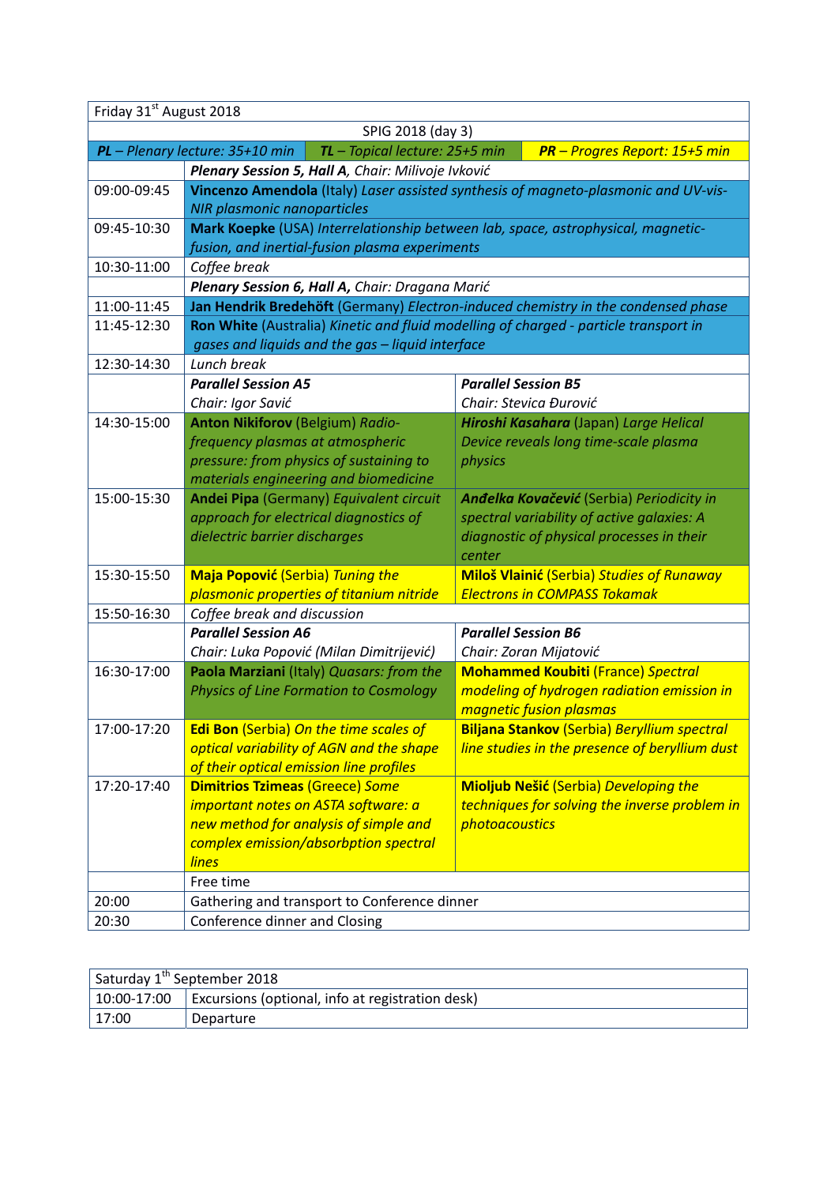| Friday 31st August 2018 | | |
|---|---|---|
| SPIG 2018 (day 3) | | |
| ***PL** – Plenary lecture: 35+10 min* | ***TL** – Topical lecture: 25+5 min* | ***PR** – Progres Report: 15+5 min* |
| | ***Plenary Session 5, Hall A**, Chair: Milivoje Ivković* | |
| 09:00-09:45 | **Vincenzo Amendola** (Italy) *Laser assisted synthesis of magneto-plasmonic and UV-vis-NIR plasmonic nanoparticles* | |
| 09:45-10:30 | **Mark Koepke** (USA) *Interrelationship between lab, space, astrophysical, magnetic-fusion, and inertial-fusion plasma experiments* | |
| 10:30-11:00 | *Coffee break* | |
| | ***Plenary Session 6, Hall A**, Chair: Dragana Marić* | |
| 11:00-11:45 | **Jan Hendrik Bredehöft** (Germany) *Electron-induced chemistry in the condensed phase* | |
| 11:45-12:30 | **Ron White** (Australia) *Kinetic and fluid modelling of charged - particle transport in gases and liquids and the gas – liquid interface* | |
| 12:30-14:30 | *Lunch break* | |
| | ***Parallel Session A5*** *Chair: Igor Savić* | ***Parallel Session B5*** *Chair: Stevica Đurović* |
| 14:30-15:00 | **Anton Nikiforov** (Belgium) *Radio-frequency plasmas at atmospheric pressure: from physics of sustaining to materials engineering and biomedicine* | ***Hiroshi Kasahara*** (Japan) *Large Helical Device reveals long time-scale plasma physics* |
| 15:00-15:30 | **Andei Pipa** (Germany) *Equivalent circuit approach for electrical diagnostics of dielectric barrier discharges* | ***Anđelka Kovačević*** (Serbia) *Periodicity in spectral variability of active galaxies: A diagnostic of physical processes in their center* |
| 15:30-15:50 | **Maja Popović** (Serbia) *Tuning the plasmonic properties of titanium nitride* | **Miloš Vlainić** (Serbia) *Studies of Runaway Electrons in COMPASS Tokamak* |
| 15:50-16:30 | *Coffee break and discussion* | |
| | ***Parallel Session A6*** *Chair: Luka Popović (Milan Dimitrijević)* | ***Parallel Session B6*** *Chair: Zoran Mijatović* |
| 16:30-17:00 | **Paola Marziani** (Italy) *Quasars: from the Physics of Line Formation to Cosmology* | **Mohammed Koubiti** (France) *Spectral modeling of hydrogen radiation emission in magnetic fusion plasmas* |
| 17:00-17:20 | **Edi Bon** (Serbia) *On the time scales of optical variability of AGN and the shape of their optical emission line profiles* | **Biljana Stankov** (Serbia) *Beryllium spectral line studies in the presence of beryllium dust* |
| 17:20-17:40 | **Dimitrios Tzimeas** (Greece) *Some important notes on ASTA software: a new method for analysis of simple and complex emission/absorbption spectral lines* | **Mioljub Nešić** (Serbia) *Developing the techniques for solving the inverse problem in photoacoustics* |
| | Free time | |
| 20:00 | Gathering and transport to Conference dinner | |
| 20:30 | Conference dinner and Closing | |

| Saturday 1th September 2018 | |
|---|---|
| 10:00-17:00 | Excursions (optional, info at registration desk) |
| 17:00 | Departure |